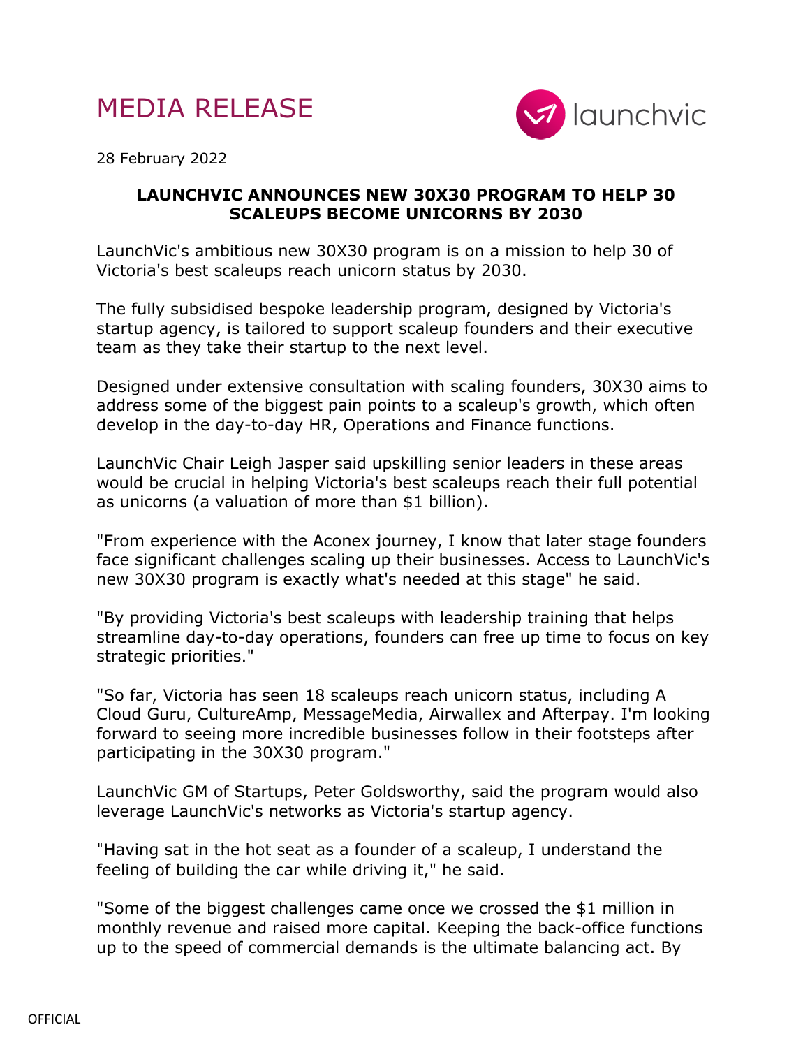# MEDIA RELEASE

28 February 2022

## LAUNCHVIC ANNOUNCES NEW 30X30 PROGRAM TO HELP 30 SCALEUPS BECOME UNICORNS BY 2030

LaunchVic's ambitious new 30X30 program is on a mission to help 30 of Victoria's best scaleups reach unicorn status by 2030.

The fully subsidised bespoke leadership program, designed by Victoria's startup agency, is tailored to support scaleup founders and their executive team as they take their startup to the next level.

Designed under extensive consultation with scaling founders, 30X30 aims to address some of the biggest pain points to a scaleup's growth, which often develop in the day-to-day HR, Operations and Finance functions.

LaunchVic Chair Leigh Jasper said upskilling senior leaders in these areas would be crucial in helping Victoria's best scaleups reach their full potential as unicorns (a valuation of more than $1 billion).

"From experience with the Aconex journey, I know that later stage founders face significant challenges scaling up their businesses. Access to LaunchVic's new 30X30 program is exactly what's needed at this stage" he said.

"By providing Victoria's best scaleups with leadership training that helps streamline day-to-day operations, founders can free up time to focus on key strategic priorities."

"So far, Victoria has seen 18 scaleups reach unicorn status, including A Cloud Guru, CultureAmp, MessageMedia, Airwallex and Afterpay. I'm looking forward to seeing more incredible businesses follow in their footsteps after participating in the 30X30 program."

LaunchVic GM of Startups, Peter Goldsworthy, said the program would also leverage LaunchVic's networks as Victoria's startup agency.

"Having sat in the hot seat as a founder of a scaleup, I understand the feeling of building the car while driving it," he said.

"Some of the biggest challenges came once we crossed the $1 million in monthly revenue and raised more capital. Keeping the back-office functions up to the speed of commercial demands is the ultimate balancing act. By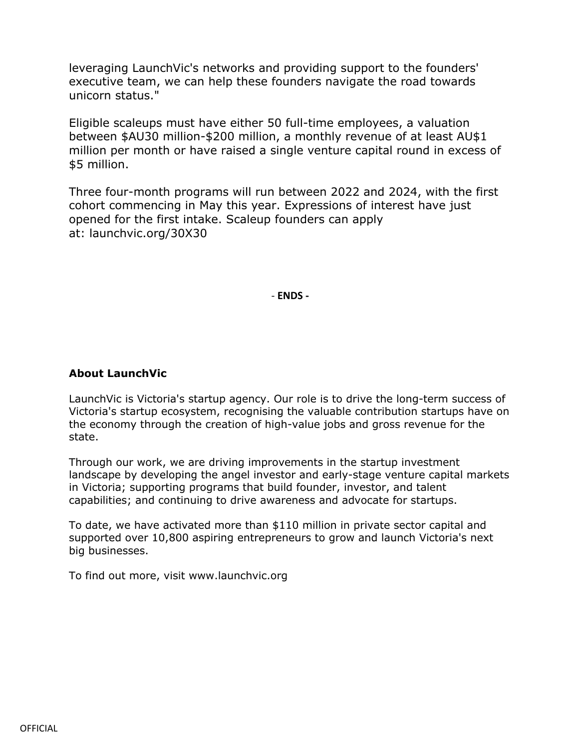leveraging LaunchVic's networks and providing support to the founders' executive team, we can help these founders navigate the road towards unicorn status."

Eligible scaleups must have either 50 full-time employees, a valuation between $AU30 million-$200 million, a monthly revenue of at least AU$1 million per month or have raised a single venture capital round in excess of $5 million.

Three four-month programs will run between 2022 and 2024, with the first cohort commencing in May this year. Expressions of interest have just opened for the first intake. Scaleup founders can apply at: launchvic.org/30X30

- **ENDS -**

**About LaunchVic**

LaunchVic is Victoria's startup agency. Our role is to drive the long-term success of Victoria's startup ecosystem, recognising the valuable contribution startups have on the economy through the creation of high-value jobs and gross revenue for the state.

Through our work, we are driving improvements in the startup investment landscape by developing the angel investor and early-stage venture capital markets in Victoria; supporting programs that build founder, investor, and talent capabilities; and continuing to drive awareness and advocate for startups.

To date, we have activated more than $110 million in private sector capital and supported over 10,800 aspiring entrepreneurs to grow and launch Victoria's next big businesses.

To find out more, visit www.launchvic.org